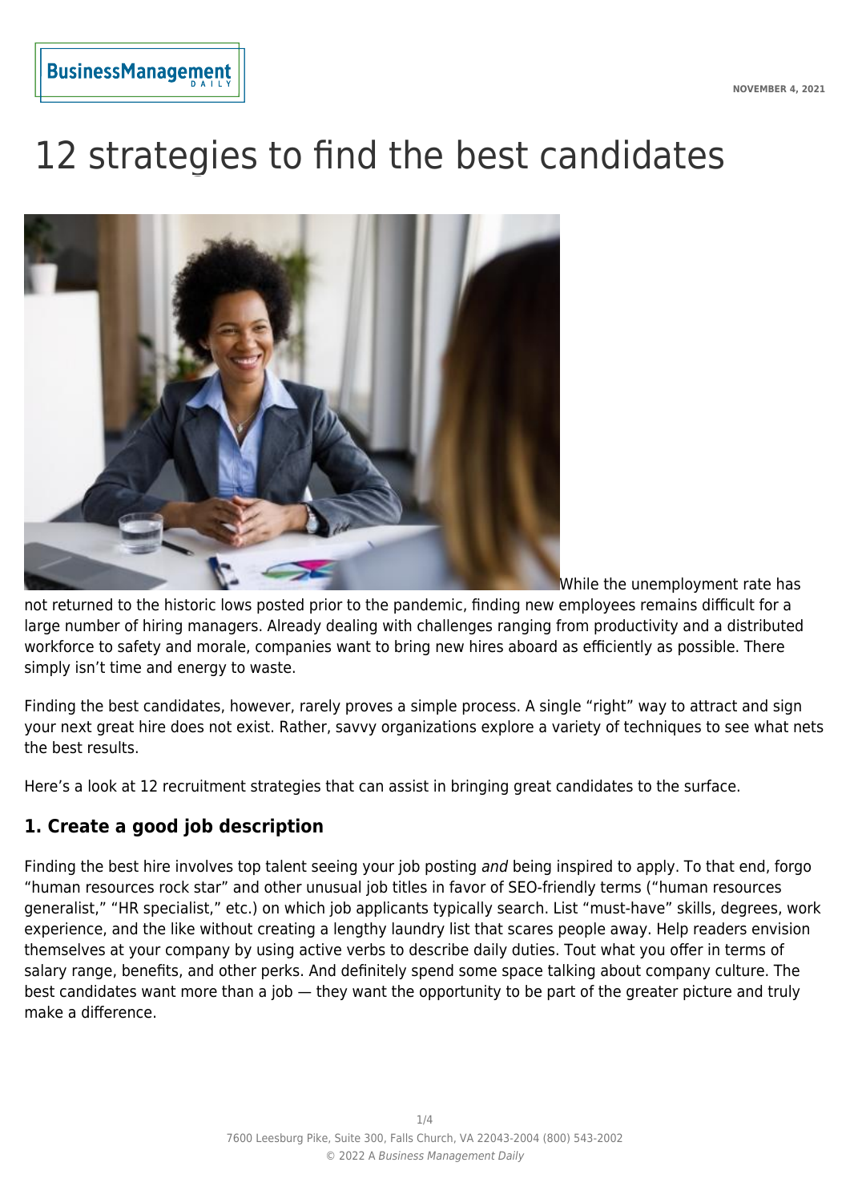# 12 strategies to find the best candidates

While the unemployment rate has not returned to the historic lows posted prior to the pandemic, finding new employees remains difficult for a large number of hiring managers. Already dealing with challenges ranging from productivity and a distributed workforce to safety and morale, companies want to bring new hires aboard as efficiently as possible. There simply isn't time and energy to waste.

Finding the best candidates, however, rarely proves a simple process. A single "right" way to attract and sign your next great hire does not exist. Rather, savvy organizations explore a variety of techniques to see what nets the best results.

Here's a look at 12 recruitment strategies that can assist in bringing great candidates to the surface.

## 1. Create a good job description

Finding the best hire involves top talent seeing your job posting *and* being inspired to apply. To that end, forgo "human resources rock star" and other unusual job titles in favor of SEO-friendly terms ("human resources generalist," "HR specialist," etc.) on which job applicants typically search. List "must-have" skills, degrees, work experience, and the like without creating a lengthy laundry list that scares people away. Help readers envision themselves at your company by using active verbs to describe daily duties. Tout what you offer in terms of salary range, benefits, and other perks. And definitely spend some space talking about company culture. The best candidates want more than a job — they want the opportunity to be part of the greater picture and truly make a difference.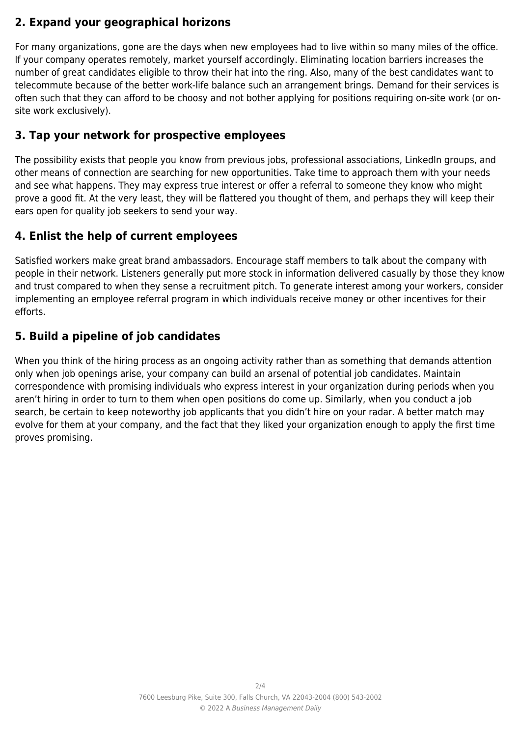## 2. Expand your geographical horizons

For many organizations, gone are the days when new employees had to live within so many miles of the office. If your company operates remotely, market yourself accordingly. Eliminating location barriers increases the number of great candidates eligible to throw their hat into the ring. Also, many of the best candidates want to telecommute because of the better work-life balance such an arrangement brings. Demand for their services is often such that they can afford to be choosy and not bother applying for positions requiring on-site work (or on-site work exclusively).

## 3. Tap your network for prospective employees

The possibility exists that people you know from previous jobs, professional associations, LinkedIn groups, and other means of connection are searching for new opportunities. Take time to approach them with your needs and see what happens. They may express true interest or offer a referral to someone they know who might prove a good fit. At the very least, they will be flattered you thought of them, and perhaps they will keep their ears open for quality job seekers to send your way.

## 4. Enlist the help of current employees

Satisfied workers make great brand ambassadors. Encourage staff members to talk about the company with people in their network. Listeners generally put more stock in information delivered casually by those they know and trust compared to when they sense a recruitment pitch. To generate interest among your workers, consider implementing an employee referral program in which individuals receive money or other incentives for their efforts.

## 5. Build a pipeline of job candidates

When you think of the hiring process as an ongoing activity rather than as something that demands attention only when job openings arise, your company can build an arsenal of potential job candidates. Maintain correspondence with promising individuals who express interest in your organization during periods when you aren't hiring in order to turn to them when open positions do come up. Similarly, when you conduct a job search, be certain to keep noteworthy job applicants that you didn't hire on your radar. A better match may evolve for them at your company, and the fact that they liked your organization enough to apply the first time proves promising.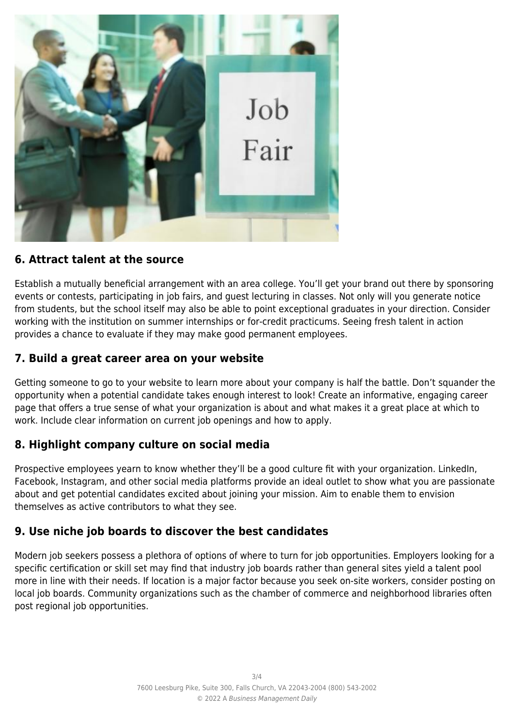## 6. Attract talent at the source

Establish a mutually beneficial arrangement with an area college. You'll get your brand out there by sponsoring events or contests, participating in job fairs, and guest lecturing in classes. Not only will you generate notice from students, but the school itself may also be able to point exceptional graduates in your direction. Consider working with the institution on summer internships or for-credit practicums. Seeing fresh talent in action provides a chance to evaluate if they may make good permanent employees.

## 7. Build a great career area on your website

Getting someone to go to your website to learn more about your company is half the battle. Don't squander the opportunity when a potential candidate takes enough interest to look! Create an informative, engaging career page that offers a true sense of what your organization is about and what makes it a great place at which to work. Include clear information on current job openings and how to apply.

## 8. Highlight company culture on social media

Prospective employees yearn to know whether they'll be a good culture fit with your organization. LinkedIn, Facebook, Instagram, and other social media platforms provide an ideal outlet to show what you are passionate about and get potential candidates excited about joining your mission. Aim to enable them to envision themselves as active contributors to what they see.

## 9. Use niche job boards to discover the best candidates

Modern job seekers possess a plethora of options of where to turn for job opportunities. Employers looking for a specific certification or skill set may find that industry job boards rather than general sites yield a talent pool more in line with their needs. If location is a major factor because you seek on-site workers, consider posting on local job boards. Community organizations such as the chamber of commerce and neighborhood libraries often post regional job opportunities.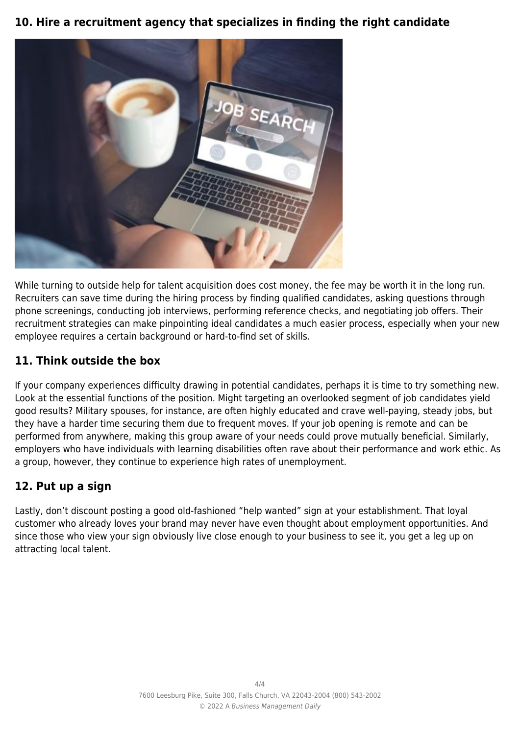### 10. Hire a recruitment agency that specializes in finding the right candidate

While turning to outside help for talent acquisition does cost money, the fee may be worth it in the long run. Recruiters can save time during the hiring process by finding qualified candidates, asking questions through phone screenings, conducting job interviews, performing reference checks, and negotiating job offers. Their recruitment strategies can make pinpointing ideal candidates a much easier process, especially when your new employee requires a certain background or hard-to-find set of skills.

### 11. Think outside the box

If your company experiences difficulty drawing in potential candidates, perhaps it is time to try something new. Look at the essential functions of the position. Might targeting an overlooked segment of job candidates yield good results? Military spouses, for instance, are often highly educated and crave well-paying, steady jobs, but they have a harder time securing them due to frequent moves. If your job opening is remote and can be performed from anywhere, making this group aware of your needs could prove mutually beneficial. Similarly, employers who have individuals with learning disabilities often rave about their performance and work ethic. As a group, however, they continue to experience high rates of unemployment.

### 12. Put up a sign

Lastly, don't discount posting a good old-fashioned "help wanted" sign at your establishment. That loyal customer who already loves your brand may never have even thought about employment opportunities. And since those who view your sign obviously live close enough to your business to see it, you get a leg up on attracting local talent.